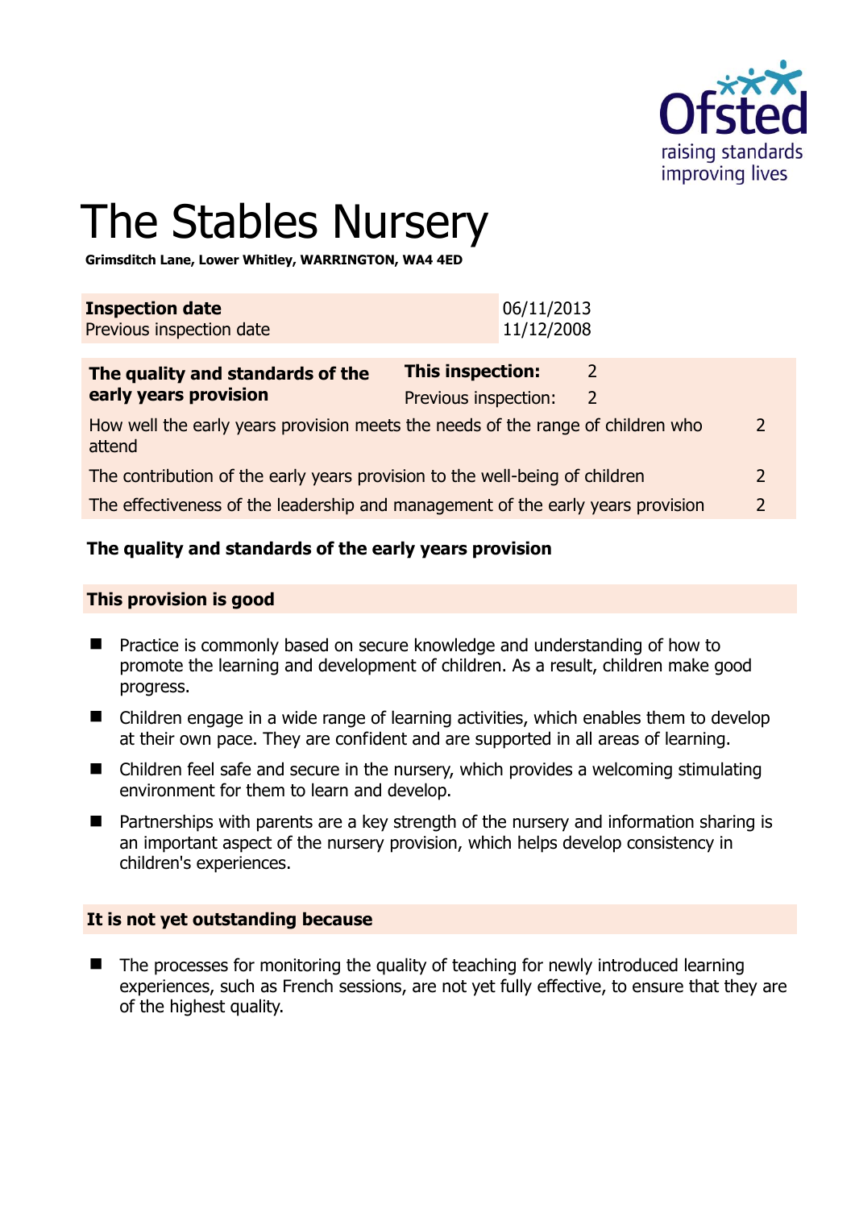# The Stables Nursery

**Grimsditch Lane, Lower Whitley, WARRINGTON, WA4 4ED**

| **Inspection date** | 06/11/2013 |
|---|---|
| Previous inspection date | 11/12/2008 |

| **The quality and standards of the early years provision** | **This inspection:** 2 | |
|---|---|---|
| | Previous inspection: 2 | |
| How well the early years provision meets the needs of the range of children who attend | | 2 |
| The contribution of the early years provision to the well-being of children | | 2 |
| The effectiveness of the leadership and management of the early years provision | | 2 |

## The quality and standards of the early years provision

### This provision is good

- Practice is commonly based on secure knowledge and understanding of how to promote the learning and development of children. As a result, children make good progress.
- Children engage in a wide range of learning activities, which enables them to develop at their own pace. They are confident and are supported in all areas of learning.
- Children feel safe and secure in the nursery, which provides a welcoming stimulating environment for them to learn and develop.
- Partnerships with parents are a key strength of the nursery and information sharing is an important aspect of the nursery provision, which helps develop consistency in children's experiences.

### It is not yet outstanding because

- The processes for monitoring the quality of teaching for newly introduced learning experiences, such as French sessions, are not yet fully effective, to ensure that they are of the highest quality.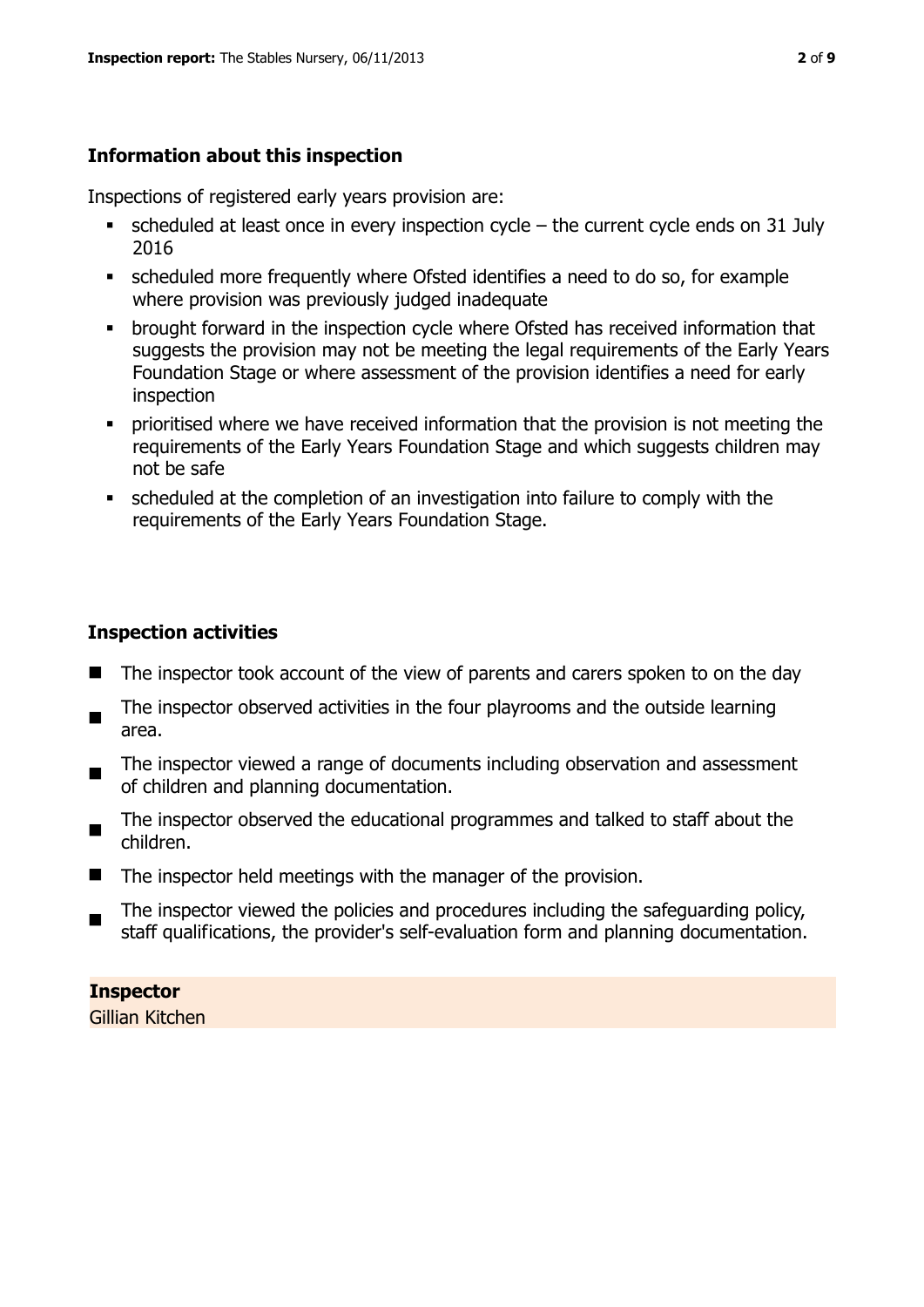### Information about this inspection

Inspections of registered early years provision are:

- scheduled at least once in every inspection cycle – the current cycle ends on 31 July 2016
- scheduled more frequently where Ofsted identifies a need to do so, for example where provision was previously judged inadequate
- brought forward in the inspection cycle where Ofsted has received information that suggests the provision may not be meeting the legal requirements of the Early Years Foundation Stage or where assessment of the provision identifies a need for early inspection
- prioritised where we have received information that the provision is not meeting the requirements of the Early Years Foundation Stage and which suggests children may not be safe
- scheduled at the completion of an investigation into failure to comply with the requirements of the Early Years Foundation Stage.

### Inspection activities

- The inspector took account of the view of parents and carers spoken to on the day
- The inspector observed activities in the four playrooms and the outside learning area.
- The inspector viewed a range of documents including observation and assessment of children and planning documentation.
- The inspector observed the educational programmes and talked to staff about the children.
- The inspector held meetings with the manager of the provision.
- The inspector viewed the policies and procedures including the safeguarding policy, staff qualifications, the provider's self-evaluation form and planning documentation.

**Inspector**

Gillian Kitchen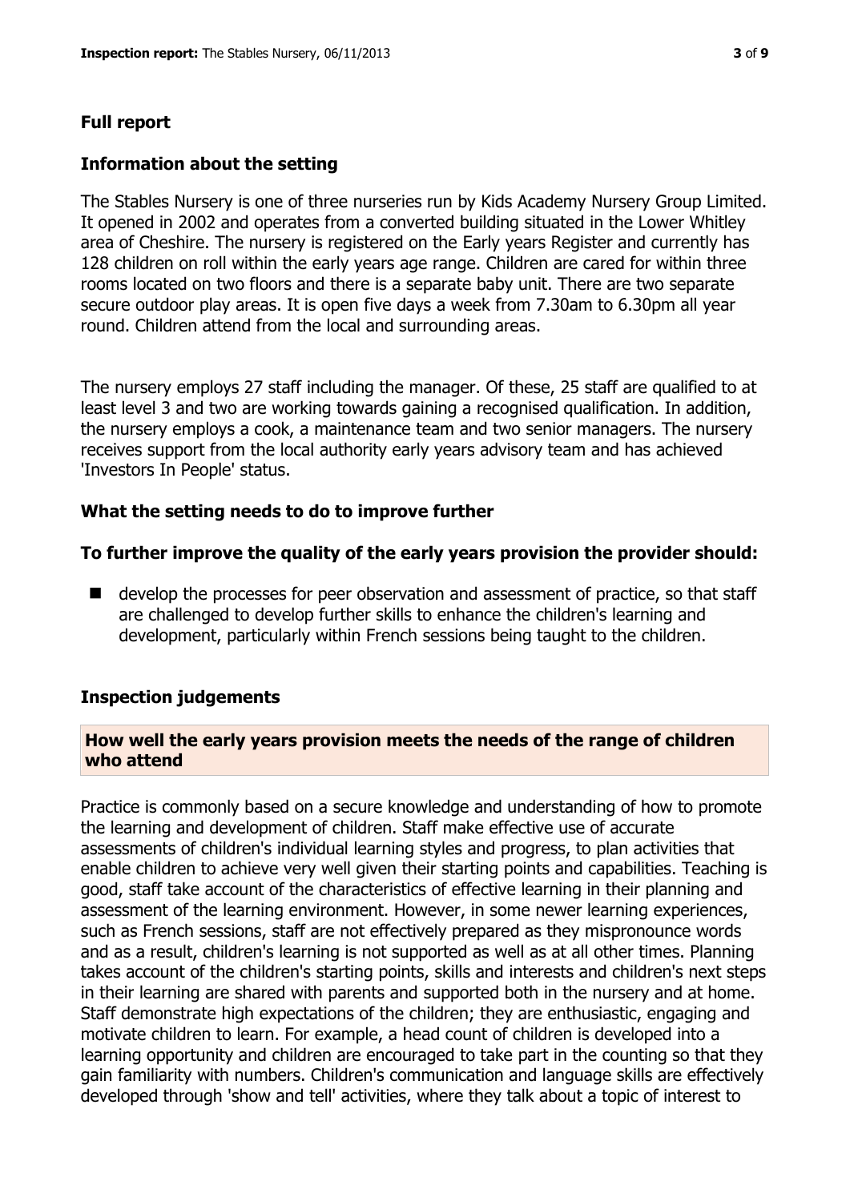## Full report

### Information about the setting

The Stables Nursery is one of three nurseries run by Kids Academy Nursery Group Limited. It opened in 2002 and operates from a converted building situated in the Lower Whitley area of Cheshire. The nursery is registered on the Early years Register and currently has 128 children on roll within the early years age range. Children are cared for within three rooms located on two floors and there is a separate baby unit. There are two separate secure outdoor play areas. It is open five days a week from 7.30am to 6.30pm all year round. Children attend from the local and surrounding areas.

The nursery employs 27 staff including the manager. Of these, 25 staff are qualified to at least level 3 and two are working towards gaining a recognised qualification. In addition, the nursery employs a cook, a maintenance team and two senior managers. The nursery receives support from the local authority early years advisory team and has achieved 'Investors In People' status.

### What the setting needs to do to improve further

### To further improve the quality of the early years provision the provider should:

- develop the processes for peer observation and assessment of practice, so that staff are challenged to develop further skills to enhance the children's learning and development, particularly within French sessions being taught to the children.

### Inspection judgements

#### How well the early years provision meets the needs of the range of children who attend

Practice is commonly based on a secure knowledge and understanding of how to promote the learning and development of children. Staff make effective use of accurate assessments of children's individual learning styles and progress, to plan activities that enable children to achieve very well given their starting points and capabilities. Teaching is good, staff take account of the characteristics of effective learning in their planning and assessment of the learning environment. However, in some newer learning experiences, such as French sessions, staff are not effectively prepared as they mispronounce words and as a result, children's learning is not supported as well as at all other times. Planning takes account of the children's starting points, skills and interests and children's next steps in their learning are shared with parents and supported both in the nursery and at home. Staff demonstrate high expectations of the children; they are enthusiastic, engaging and motivate children to learn. For example, a head count of children is developed into a learning opportunity and children are encouraged to take part in the counting so that they gain familiarity with numbers. Children's communication and language skills are effectively developed through 'show and tell' activities, where they talk about a topic of interest to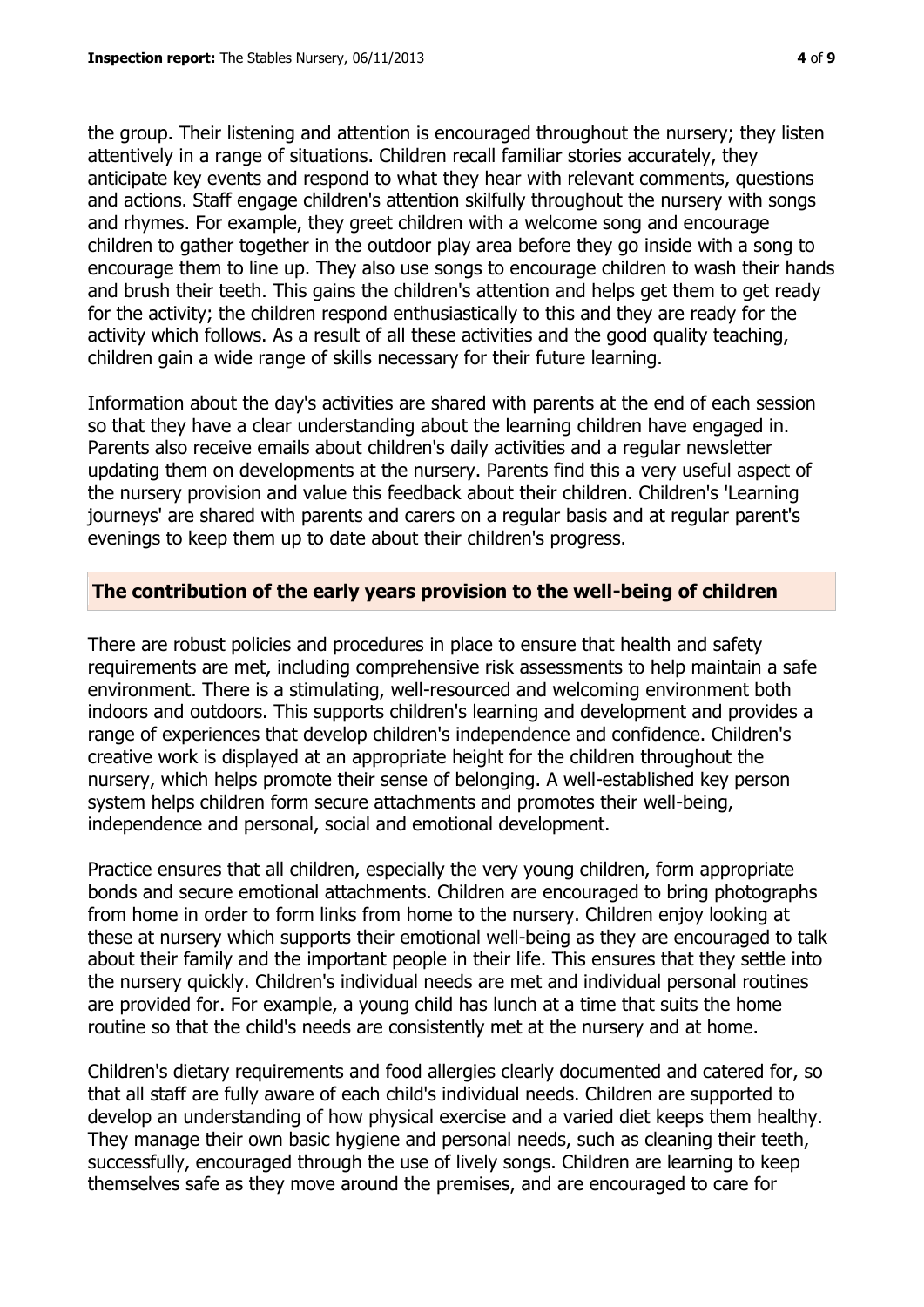the group. Their listening and attention is encouraged throughout the nursery; they listen attentively in a range of situations. Children recall familiar stories accurately, they anticipate key events and respond to what they hear with relevant comments, questions and actions. Staff engage children's attention skilfully throughout the nursery with songs and rhymes. For example, they greet children with a welcome song and encourage children to gather together in the outdoor play area before they go inside with a song to encourage them to line up. They also use songs to encourage children to wash their hands and brush their teeth. This gains the children's attention and helps get them to get ready for the activity; the children respond enthusiastically to this and they are ready for the activity which follows. As a result of all these activities and the good quality teaching, children gain a wide range of skills necessary for their future learning.

Information about the day's activities are shared with parents at the end of each session so that they have a clear understanding about the learning children have engaged in. Parents also receive emails about children's daily activities and a regular newsletter updating them on developments at the nursery. Parents find this a very useful aspect of the nursery provision and value this feedback about their children. Children's 'Learning journeys' are shared with parents and carers on a regular basis and at regular parent's evenings to keep them up to date about their children's progress.

## The contribution of the early years provision to the well-being of children

There are robust policies and procedures in place to ensure that health and safety requirements are met, including comprehensive risk assessments to help maintain a safe environment. There is a stimulating, well-resourced and welcoming environment both indoors and outdoors. This supports children's learning and development and provides a range of experiences that develop children's independence and confidence. Children's creative work is displayed at an appropriate height for the children throughout the nursery, which helps promote their sense of belonging. A well-established key person system helps children form secure attachments and promotes their well-being, independence and personal, social and emotional development.

Practice ensures that all children, especially the very young children, form appropriate bonds and secure emotional attachments. Children are encouraged to bring photographs from home in order to form links from home to the nursery. Children enjoy looking at these at nursery which supports their emotional well-being as they are encouraged to talk about their family and the important people in their life. This ensures that they settle into the nursery quickly. Children's individual needs are met and individual personal routines are provided for. For example, a young child has lunch at a time that suits the home routine so that the child's needs are consistently met at the nursery and at home.

Children's dietary requirements and food allergies clearly documented and catered for, so that all staff are fully aware of each child's individual needs. Children are supported to develop an understanding of how physical exercise and a varied diet keeps them healthy. They manage their own basic hygiene and personal needs, such as cleaning their teeth, successfully, encouraged through the use of lively songs. Children are learning to keep themselves safe as they move around the premises, and are encouraged to care for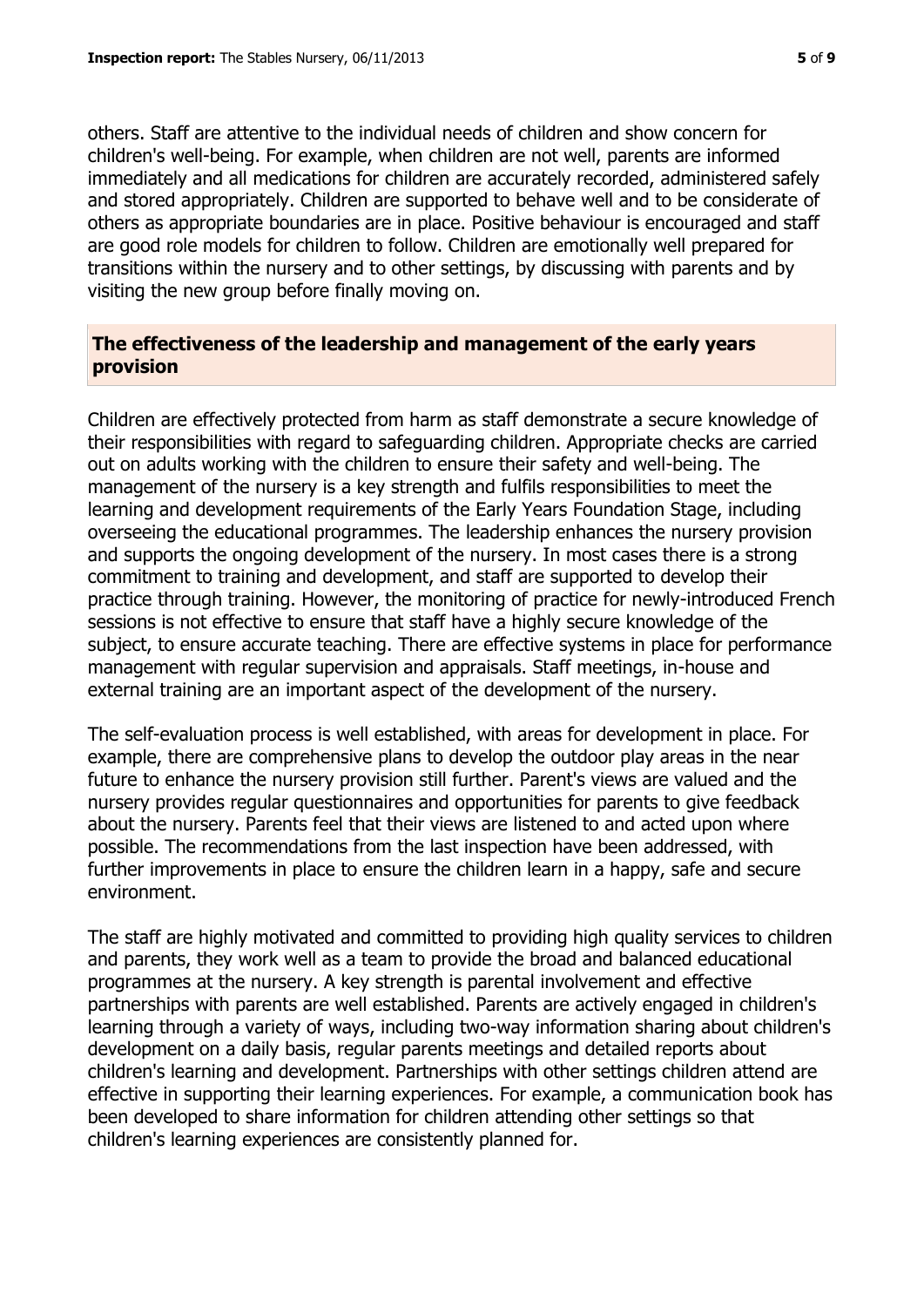others. Staff are attentive to the individual needs of children and show concern for children's well-being. For example, when children are not well, parents are informed immediately and all medications for children are accurately recorded, administered safely and stored appropriately. Children are supported to behave well and to be considerate of others as appropriate boundaries are in place. Positive behaviour is encouraged and staff are good role models for children to follow. Children are emotionally well prepared for transitions within the nursery and to other settings, by discussing with parents and by visiting the new group before finally moving on.

## The effectiveness of the leadership and management of the early years provision

Children are effectively protected from harm as staff demonstrate a secure knowledge of their responsibilities with regard to safeguarding children. Appropriate checks are carried out on adults working with the children to ensure their safety and well-being. The management of the nursery is a key strength and fulfils responsibilities to meet the learning and development requirements of the Early Years Foundation Stage, including overseeing the educational programmes. The leadership enhances the nursery provision and supports the ongoing development of the nursery. In most cases there is a strong commitment to training and development, and staff are supported to develop their practice through training. However, the monitoring of practice for newly-introduced French sessions is not effective to ensure that staff have a highly secure knowledge of the subject, to ensure accurate teaching. There are effective systems in place for performance management with regular supervision and appraisals. Staff meetings, in-house and external training are an important aspect of the development of the nursery.

The self-evaluation process is well established, with areas for development in place. For example, there are comprehensive plans to develop the outdoor play areas in the near future to enhance the nursery provision still further. Parent's views are valued and the nursery provides regular questionnaires and opportunities for parents to give feedback about the nursery. Parents feel that their views are listened to and acted upon where possible. The recommendations from the last inspection have been addressed, with further improvements in place to ensure the children learn in a happy, safe and secure environment.

The staff are highly motivated and committed to providing high quality services to children and parents, they work well as a team to provide the broad and balanced educational programmes at the nursery. A key strength is parental involvement and effective partnerships with parents are well established. Parents are actively engaged in children's learning through a variety of ways, including two-way information sharing about children's development on a daily basis, regular parents meetings and detailed reports about children's learning and development. Partnerships with other settings children attend are effective in supporting their learning experiences. For example, a communication book has been developed to share information for children attending other settings so that children's learning experiences are consistently planned for.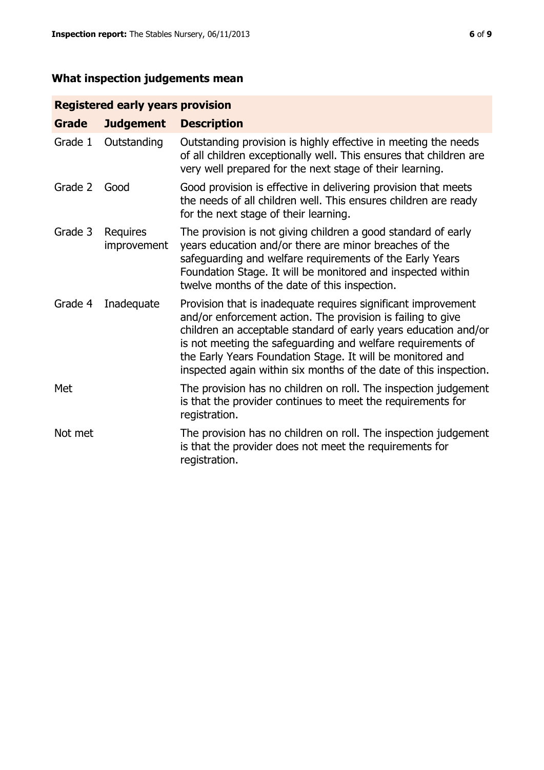## What inspection judgements mean

| Registered early years provision | | |
|---|---|---|
| **Grade** | **Judgement** | **Description** |
| Grade 1 | Outstanding | Outstanding provision is highly effective in meeting the needs of all children exceptionally well. This ensures that children are very well prepared for the next stage of their learning. |
| Grade 2 | Good | Good provision is effective in delivering provision that meets the needs of all children well. This ensures children are ready for the next stage of their learning. |
| Grade 3 | Requires improvement | The provision is not giving children a good standard of early years education and/or there are minor breaches of the safeguarding and welfare requirements of the Early Years Foundation Stage. It will be monitored and inspected within twelve months of the date of this inspection. |
| Grade 4 | Inadequate | Provision that is inadequate requires significant improvement and/or enforcement action. The provision is failing to give children an acceptable standard of early years education and/or is not meeting the safeguarding and welfare requirements of the Early Years Foundation Stage. It will be monitored and inspected again within six months of the date of this inspection. |
| Met | | The provision has no children on roll. The inspection judgement is that the provider continues to meet the requirements for registration. |
| Not met | | The provision has no children on roll. The inspection judgement is that the provider does not meet the requirements for registration. |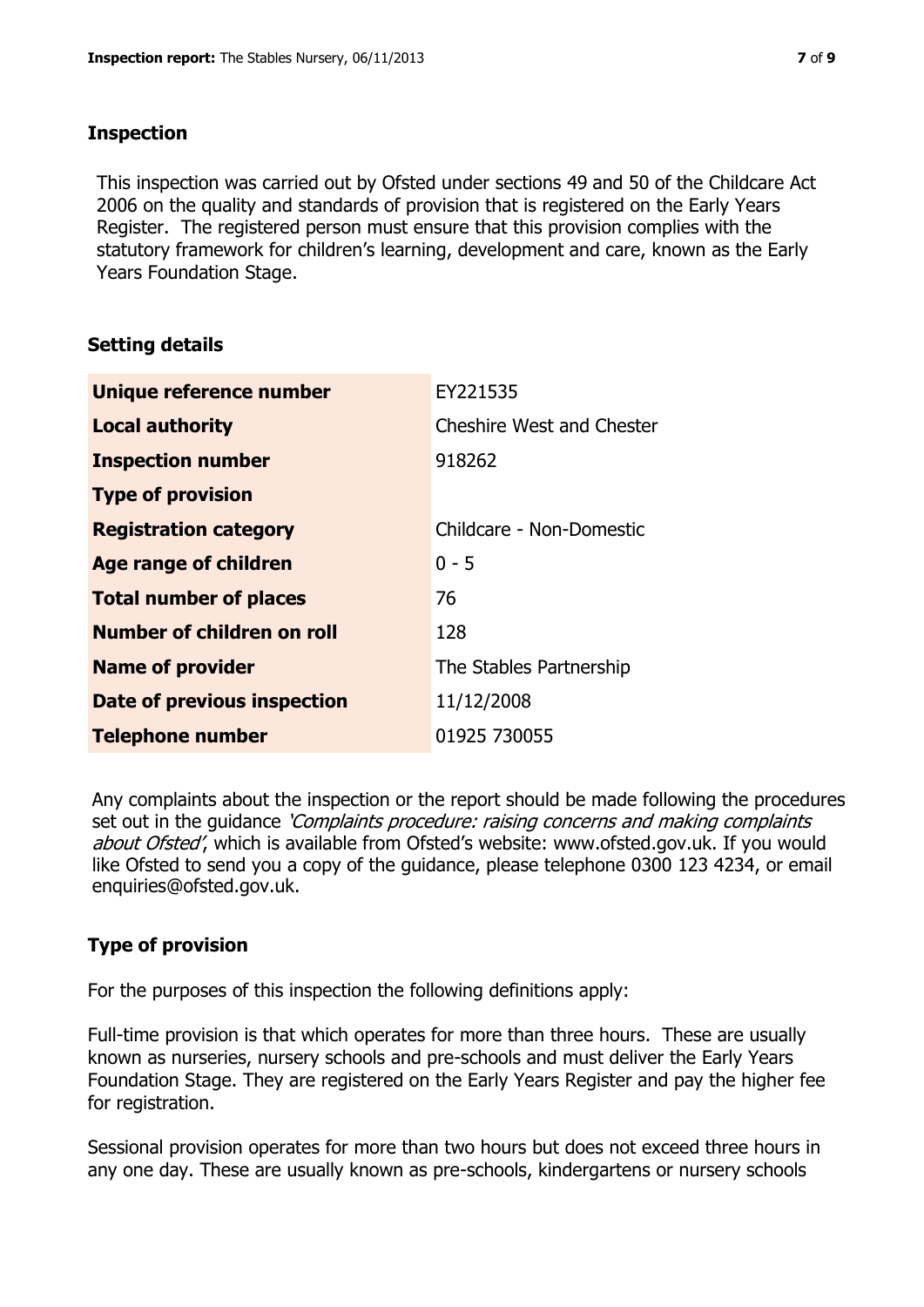## Inspection

This inspection was carried out by Ofsted under sections 49 and 50 of the Childcare Act 2006 on the quality and standards of provision that is registered on the Early Years Register. The registered person must ensure that this provision complies with the statutory framework for children's learning, development and care, known as the Early Years Foundation Stage.

## Setting details

| | |
|---|---|
| **Unique reference number** | EY221535 |
| **Local authority** | Cheshire West and Chester |
| **Inspection number** | 918262 |
| **Type of provision** | |
| **Registration category** | Childcare - Non-Domestic |
| **Age range of children** | 0 - 5 |
| **Total number of places** | 76 |
| **Number of children on roll** | 128 |
| **Name of provider** | The Stables Partnership |
| **Date of previous inspection** | 11/12/2008 |
| **Telephone number** | 01925 730055 |

Any complaints about the inspection or the report should be made following the procedures set out in the guidance *'Complaints procedure: raising concerns and making complaints about Ofsted'*, which is available from Ofsted's website: www.ofsted.gov.uk. If you would like Ofsted to send you a copy of the guidance, please telephone 0300 123 4234, or email enquiries@ofsted.gov.uk.

## Type of provision

For the purposes of this inspection the following definitions apply:

Full-time provision is that which operates for more than three hours. These are usually known as nurseries, nursery schools and pre-schools and must deliver the Early Years Foundation Stage. They are registered on the Early Years Register and pay the higher fee for registration.

Sessional provision operates for more than two hours but does not exceed three hours in any one day. These are usually known as pre-schools, kindergartens or nursery schools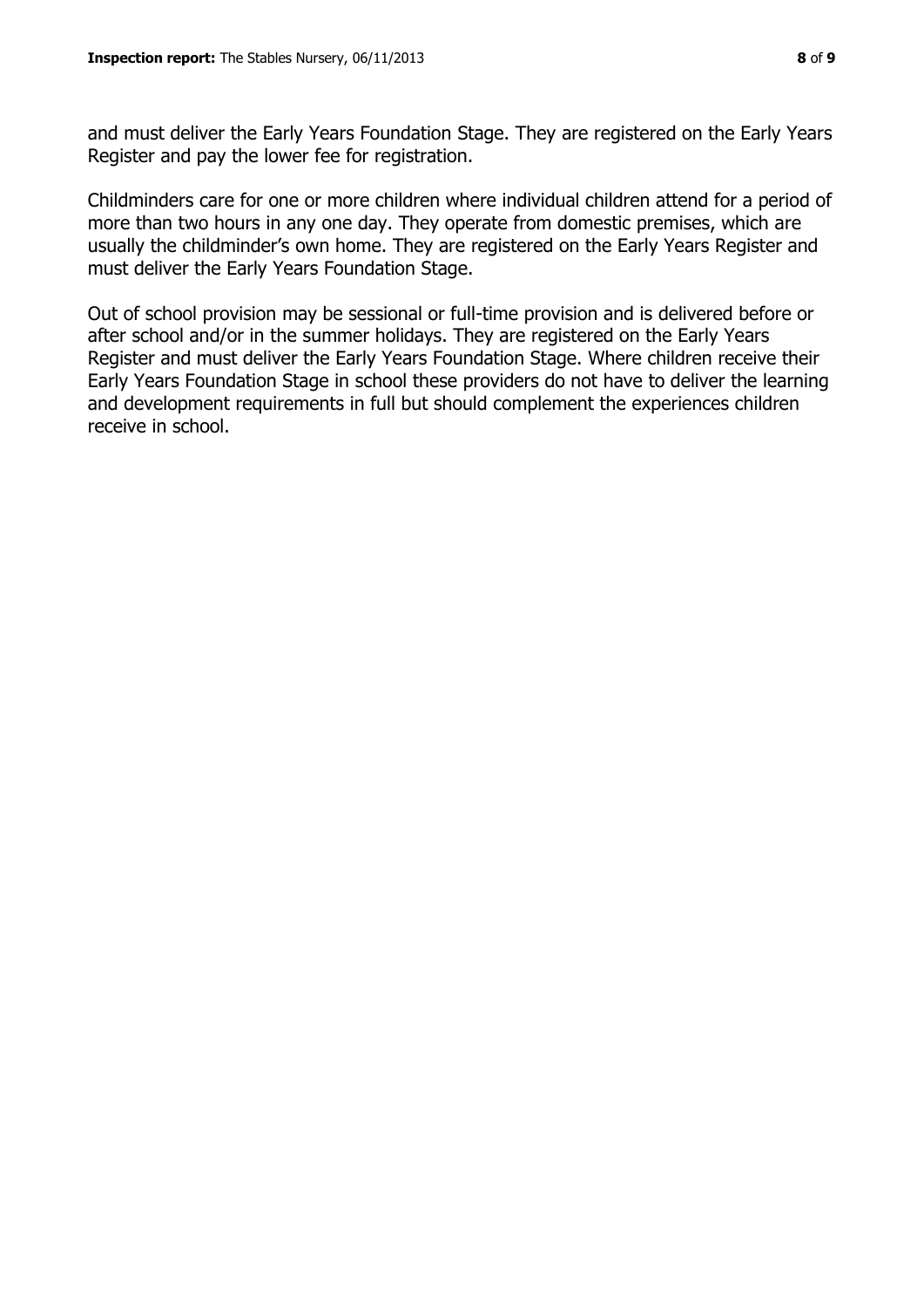and must deliver the Early Years Foundation Stage. They are registered on the Early Years Register and pay the lower fee for registration.

Childminders care for one or more children where individual children attend for a period of more than two hours in any one day. They operate from domestic premises, which are usually the childminder's own home. They are registered on the Early Years Register and must deliver the Early Years Foundation Stage.

Out of school provision may be sessional or full-time provision and is delivered before or after school and/or in the summer holidays. They are registered on the Early Years Register and must deliver the Early Years Foundation Stage. Where children receive their Early Years Foundation Stage in school these providers do not have to deliver the learning and development requirements in full but should complement the experiences children receive in school.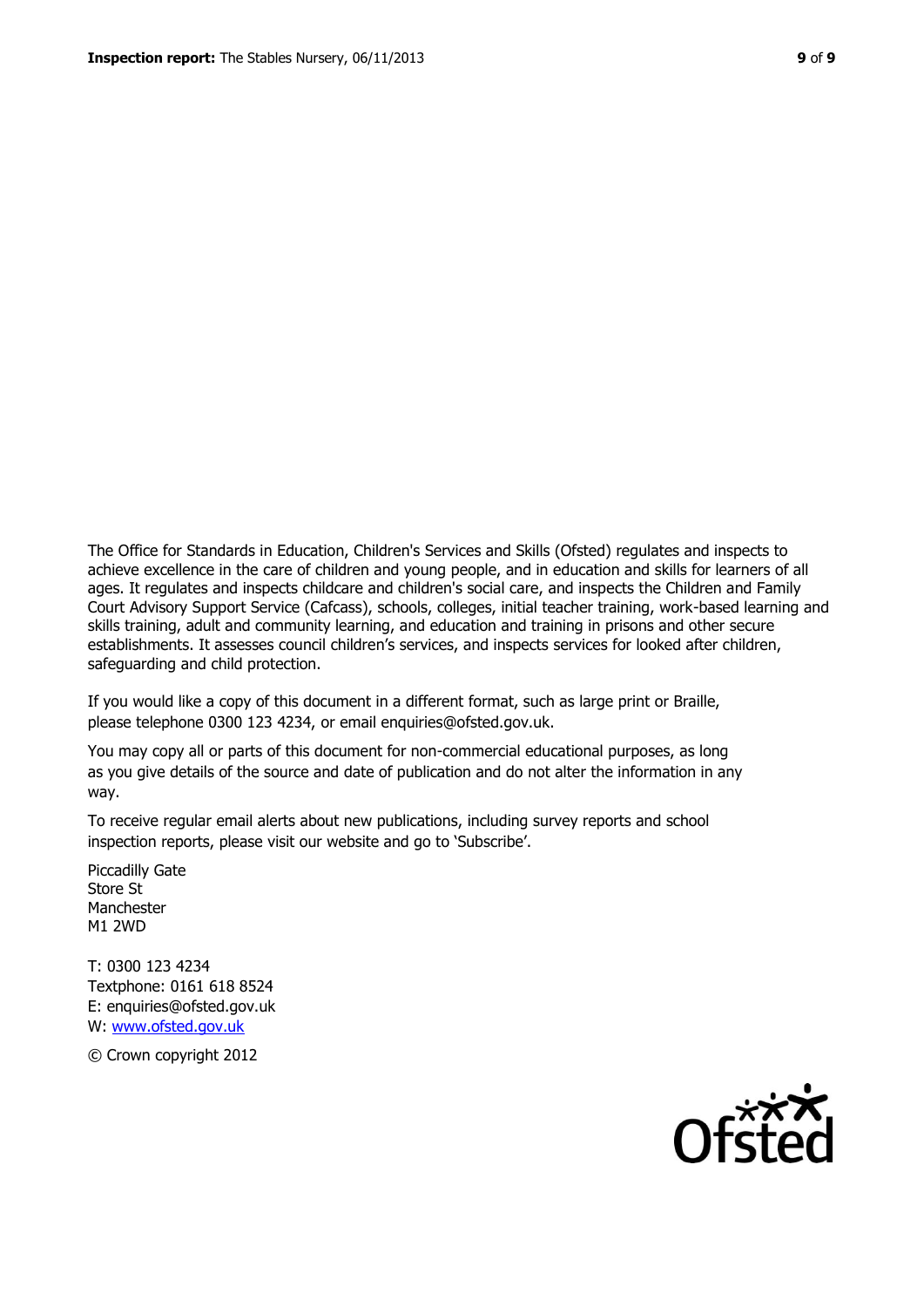The Office for Standards in Education, Children's Services and Skills (Ofsted) regulates and inspects to achieve excellence in the care of children and young people, and in education and skills for learners of all ages. It regulates and inspects childcare and children's social care, and inspects the Children and Family Court Advisory Support Service (Cafcass), schools, colleges, initial teacher training, work-based learning and skills training, adult and community learning, and education and training in prisons and other secure establishments. It assesses council children's services, and inspects services for looked after children, safeguarding and child protection.

If you would like a copy of this document in a different format, such as large print or Braille, please telephone 0300 123 4234, or email enquiries@ofsted.gov.uk.

You may copy all or parts of this document for non-commercial educational purposes, as long as you give details of the source and date of publication and do not alter the information in any way.

To receive regular email alerts about new publications, including survey reports and school inspection reports, please visit our website and go to 'Subscribe'.

Piccadilly Gate
Store St
Manchester
M1 2WD

T: 0300 123 4234
Textphone: 0161 618 8524
E: enquiries@ofsted.gov.uk
W: www.ofsted.gov.uk

© Crown copyright 2012